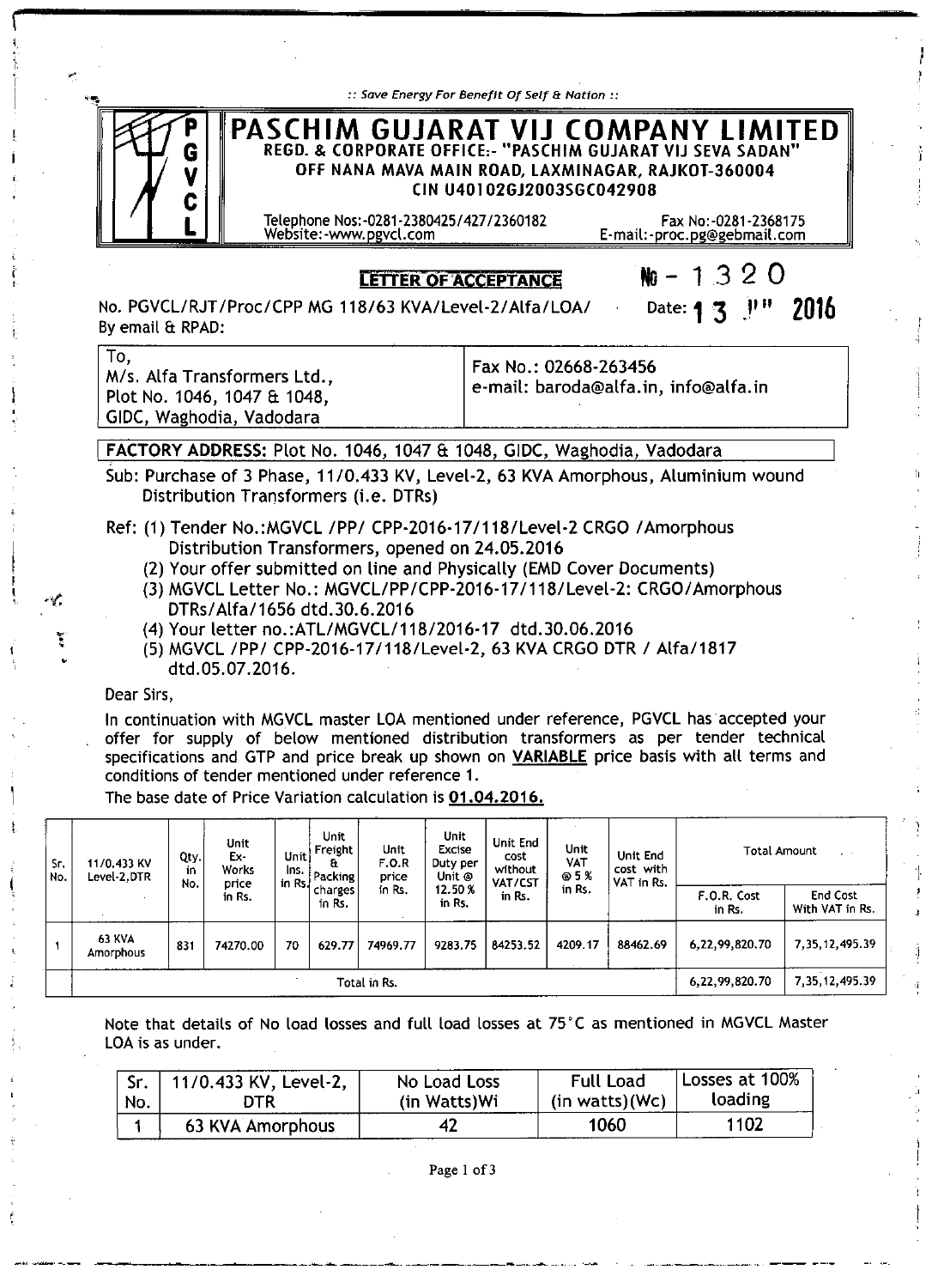:: Save Energy For Benefit Of Self & Nation ::

# PASCHIM GUJARAT VIJ COMPANY LIMITED

**REGD. & CORPORATE OFFICE:- "PASCHIM GUJARAT VIJ SEVA SADAN"**
**OFF NANA MAVA MAIN ROAD, LAXMINAGAR, RAJKOT-360004**
**CIN U40102GJ2003SGC042908**

Telephone Nos:-0281-2380425/427/2360182 Fax No:-0281-2368175
Website:-www.pgvcl.com E-mail:-proc.pg@gebmail.com

## LETTER OF ACCEPTANCE

No - 1320

No. PGVCL/RJT/Proc/CPP MG 118/63 KVA/Level-2/Alfa/LOA/ Date: 13 JUL 2016
By email & RPAD:

| To, M/s. Alfa Transformers Ltd., Plot No. 1046, 1047 & 1048, GIDC, Waghodia, Vadodara | Fax No.: 02668-263456 e-mail: baroda@alfa.in, info@alfa.in |
|---|---|

**FACTORY ADDRESS:** Plot No. 1046, 1047 & 1048, GIDC, Waghodia, Vadodara

Sub: Purchase of 3 Phase, 11/0.433 KV, Level-2, 63 KVA Amorphous, Aluminium wound Distribution Transformers (i.e. DTRs)

Ref:
1. Tender No.:MGVCL /PP/ CPP-2016-17/118/Level-2 CRGO /Amorphous Distribution Transformers, opened on 24.05.2016
2. Your offer submitted on line and Physically (EMD Cover Documents)
3. MGVCL Letter No.: MGVCL/PP/CPP-2016-17/118/Level-2: CRGO/Amorphous DTRs/Alfa/1656 dtd.30.6.2016
4. Your letter no.:ATL/MGVCL/118/2016-17 dtd.30.06.2016
5. MGVCL /PP/ CPP-2016-17/118/Level-2, 63 KVA CRGO DTR / Alfa/1817 dtd.05.07.2016.

Dear Sirs,

In continuation with MGVCL master LOA mentioned under reference, PGVCL has accepted your offer for supply of below mentioned distribution transformers as per tender technical specifications and GTP and price break up shown on **VARIABLE** price basis with all terms and conditions of tender mentioned under reference 1.

The base date of Price Variation calculation is **01.04.2016.**

| Sr. No. | 11/0.433 KV Level-2,DTR | Qty. in No. | Unit Ex-Works price in Rs. | Unit Ins. in Rs. | Unit Freight & Packing charges in Rs. | Unit F.O.R price in Rs. | Unit Excise Duty per Unit @ 12.50 % in Rs. | Unit End cost without VAT/CST in Rs. | Unit VAT @ 5 % in Rs. | Unit End cost with VAT in Rs. | Total Amount | |
|---|---|---|---|---|---|---|---|---|---|---|---|---|
| | | | | | | | | | | | F.O.R. Cost in Rs. | End Cost With VAT in Rs. |
| 1 | 63 KVA Amorphous | 831 | 74270.00 | 70 | 629.77 | 74969.77 | 9283.75 | 84253.52 | 4209.17 | 88462.69 | 6,22,99,820.70 | 7,35,12,495.39 |
| | Total in Rs. | | | | | | | | | | 6,22,99,820.70 | 7,35,12,495.39 |

Note that details of No load losses and full load losses at 75°C as mentioned in MGVCL Master LOA is as under.

| Sr. No. | 11/0.433 KV, Level-2, DTR | No Load Loss (in Watts)Wi | Full Load (in watts)(Wc) | Losses at 100% loading |
|---|---|---|---|---|
| 1 | 63 KVA Amorphous | 42 | 1060 | 1102 |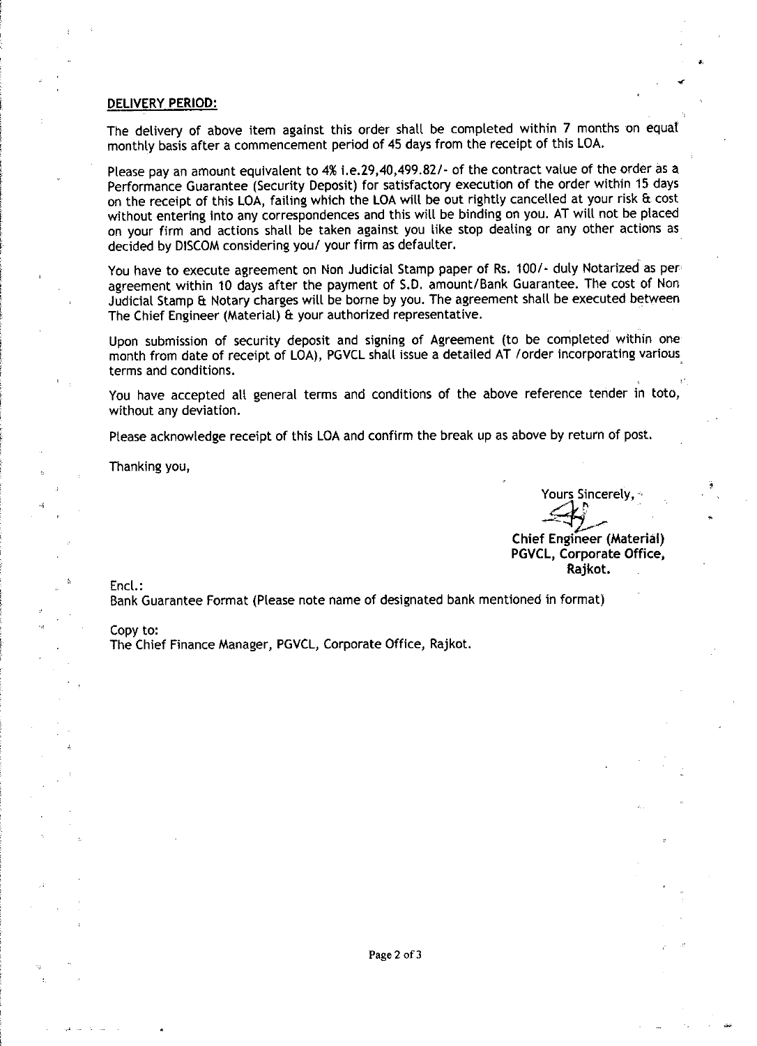**DELIVERY PERIOD:**

The delivery of above item against this order shall be completed within 7 months on equal monthly basis after a commencement period of 45 days from the receipt of this LOA.

Please pay an amount equivalent to 4% i.e.29,40,499.82/- of the contract value of the order as a Performance Guarantee (Security Deposit) for satisfactory execution of the order within 15 days on the receipt of this LOA, failing which the LOA will be out rightly cancelled at your risk & cost without entering into any correspondences and this will be binding on you. AT will not be placed on your firm and actions shall be taken against you like stop dealing or any other actions as decided by DISCOM considering you/ your firm as defaulter.

You have to execute agreement on Non Judicial Stamp paper of Rs. 100/- duly Notarized as per agreement within 10 days after the payment of S.D. amount/Bank Guarantee. The cost of Non Judicial Stamp & Notary charges will be borne by you. The agreement shall be executed between The Chief Engineer (Material) & your authorized representative.

Upon submission of security deposit and signing of Agreement (to be completed within one month from date of receipt of LOA), PGVCL shall issue a detailed AT /order incorporating various terms and conditions.

You have accepted all general terms and conditions of the above reference tender in toto, without any deviation.

Please acknowledge receipt of this LOA and confirm the break up as above by return of post.

Thanking you,

Yours Sincerely,

**Chief Engineer (Material)**
**PGVCL, Corporate Office,**
**Rajkot.**

Encl.:
Bank Guarantee Format (Please note name of designated bank mentioned in format)

Copy to:
The Chief Finance Manager, PGVCL, Corporate Office, Rajkot.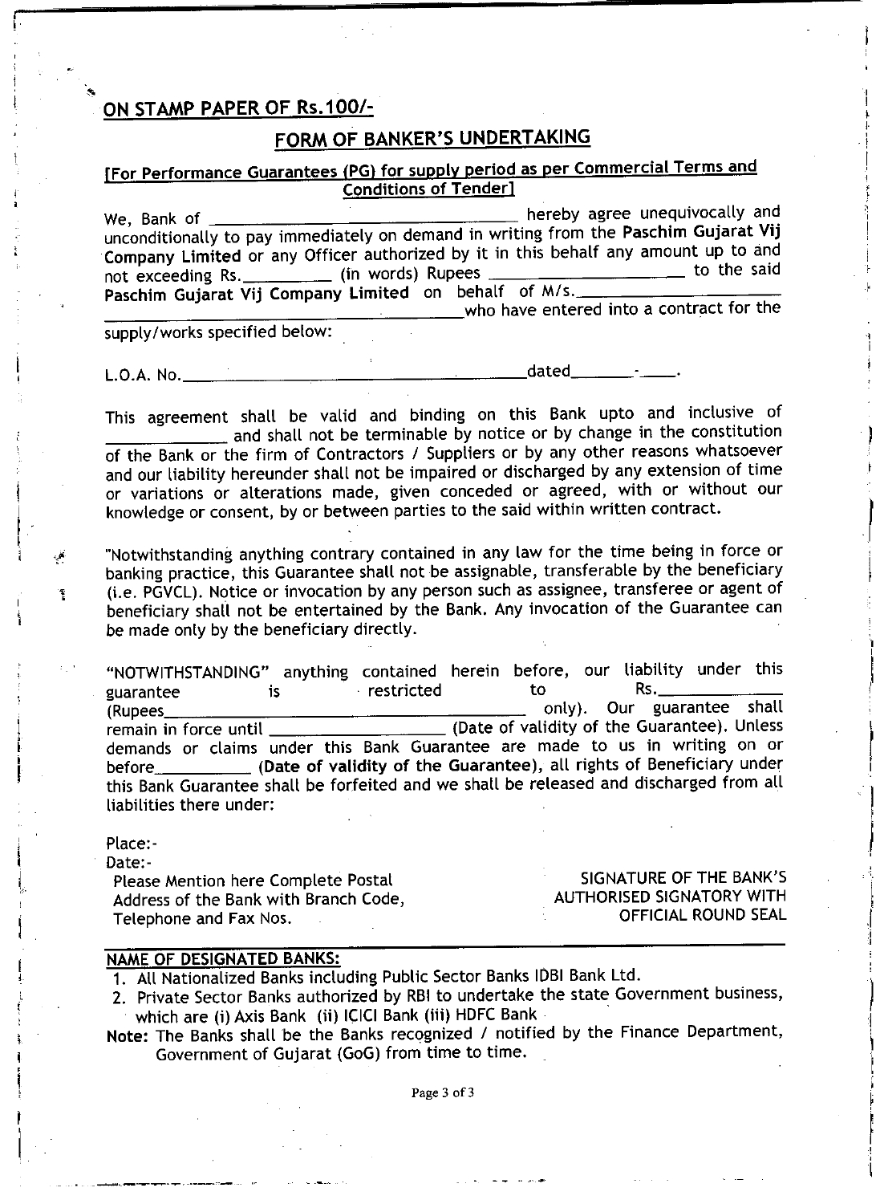## ON STAMP PAPER OF Rs.100/-

## FORM OF BANKER'S UNDERTAKING

**[For Performance Guarantees (PG) for supply period as per Commercial Terms and Conditions of Tender]**

We, Bank of ____________________________ hereby agree unequivocally and unconditionally to pay immediately on demand in writing from the **Paschim Gujarat Vij Company Limited** or any Officer authorized by it in this behalf any amount up to and not exceeding Rs.________ (in words) Rupees ________________ to the said **Paschim Gujarat Vij Company Limited** on behalf of M/s.________________ ____________________________who have entered into a contract for the supply/works specified below:

L.O.A. No.________________________________dated________-____.

This agreement shall be valid and binding on this Bank upto and inclusive of ____________ and shall not be terminable by notice or by change in the constitution of the Bank or the firm of Contractors / Suppliers or by any other reasons whatsoever and our liability hereunder shall not be impaired or discharged by any extension of time or variations or alterations made, given conceded or agreed, with or without our knowledge or consent, by or between parties to the said within written contract.

"Notwithstanding anything contrary contained in any law for the time being in force or banking practice, this Guarantee shall not be assignable, transferable by the beneficiary (i.e. PGVCL). Notice or invocation by any person such as assignee, transferee or agent of beneficiary shall not be entertained by the Bank. Any invocation of the Guarantee can be made only by the beneficiary directly.

"NOTWITHSTANDING" anything contained herein before, our liability under this guarantee is restricted to Rs.____________ (Rupees________________________________ only). Our guarantee shall remain in force until __________________ (Date of validity of the Guarantee). Unless demands or claims under this Bank Guarantee are made to us in writing on or before__________ **(Date of validity of the Guarantee)**, all rights of Beneficiary under this Bank Guarantee shall be forfeited and we shall be released and discharged from all liabilities there under:

Place:-
Date:-

Please Mention here Complete Postal Address of the Bank with Branch Code, Telephone and Fax Nos.

SIGNATURE OF THE BANK'S AUTHORISED SIGNATORY WITH OFFICIAL ROUND SEAL

**NAME OF DESIGNATED BANKS:**

1. All Nationalized Banks including Public Sector Banks IDBI Bank Ltd.
2. Private Sector Banks authorized by RBI to undertake the state Government business, which are (i) Axis Bank (ii) ICICI Bank (iii) HDFC Bank

**Note:** The Banks shall be the Banks recognized / notified by the Finance Department, Government of Gujarat (GoG) from time to time.